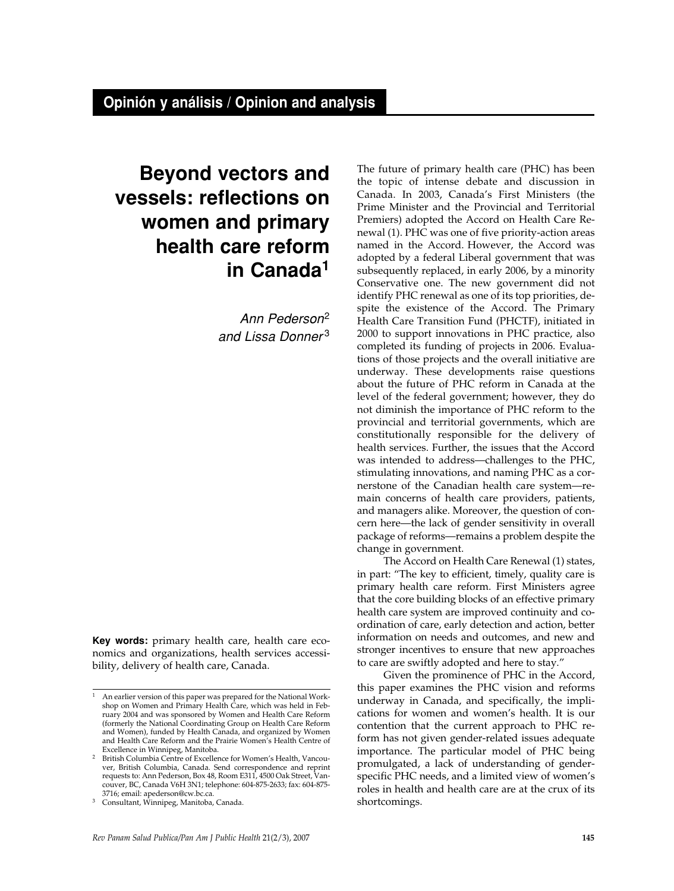Opinión y análisis / Opinion and analysis

# Beyond vectors and vessels: reflections on women and primary health care reform in Canada[1]

*Ann Pederson*[2] *and Lissa Donner*[3]

**Key words:** primary health care, health care economics and organizations, health services accessibility, delivery of health care, Canada.

The future of primary health care (PHC) has been the topic of intense debate and discussion in Canada. In 2003, Canada's First Ministers (the Prime Minister and the Provincial and Territorial Premiers) adopted the Accord on Health Care Renewal (1). PHC was one of five priority-action areas named in the Accord. However, the Accord was adopted by a federal Liberal government that was subsequently replaced, in early 2006, by a minority Conservative one. The new government did not identify PHC renewal as one of its top priorities, despite the existence of the Accord. The Primary Health Care Transition Fund (PHCTF), initiated in 2000 to support innovations in PHC practice, also completed its funding of projects in 2006. Evaluations of those projects and the overall initiative are underway. These developments raise questions about the future of PHC reform in Canada at the level of the federal government; however, they do not diminish the importance of PHC reform to the provincial and territorial governments, which are constitutionally responsible for the delivery of health services. Further, the issues that the Accord was intended to address—challenges to the PHC, stimulating innovations, and naming PHC as a cornerstone of the Canadian health care system—remain concerns of health care providers, patients, and managers alike. Moreover, the question of concern here—the lack of gender sensitivity in overall package of reforms—remains a problem despite the change in government.

The Accord on Health Care Renewal (1) states, in part: "The key to efficient, timely, quality care is primary health care reform. First Ministers agree that the core building blocks of an effective primary health care system are improved continuity and coordination of care, early detection and action, better information on needs and outcomes, and new and stronger incentives to ensure that new approaches to care are swiftly adopted and here to stay."

Given the prominence of PHC in the Accord, this paper examines the PHC vision and reforms underway in Canada, and specifically, the implications for women and women's health. It is our contention that the current approach to PHC reform has not given gender-related issues adequate importance. The particular model of PHC being promulgated, a lack of understanding of gender-specific PHC needs, and a limited view of women's roles in health and health care are at the crux of its shortcomings.

---

[1] An earlier version of this paper was prepared for the National Workshop on Women and Primary Health Care, which was held in February 2004 and was sponsored by Women and Health Care Reform (formerly the National Coordinating Group on Health Care Reform and Women), funded by Health Canada, and organized by Women and Health Care Reform and the Prairie Women's Health Centre of Excellence in Winnipeg, Manitoba.

[2] British Columbia Centre of Excellence for Women's Health, Vancouver, British Columbia, Canada. Send correspondence and reprint requests to: Ann Pederson, Box 48, Room E311, 4500 Oak Street, Vancouver, BC, Canada V6H 3N1; telephone: 604-875-2633; fax: 604-875-3716; email: apederson@cw.bc.ca.

[3] Consultant, Winnipeg, Manitoba, Canada.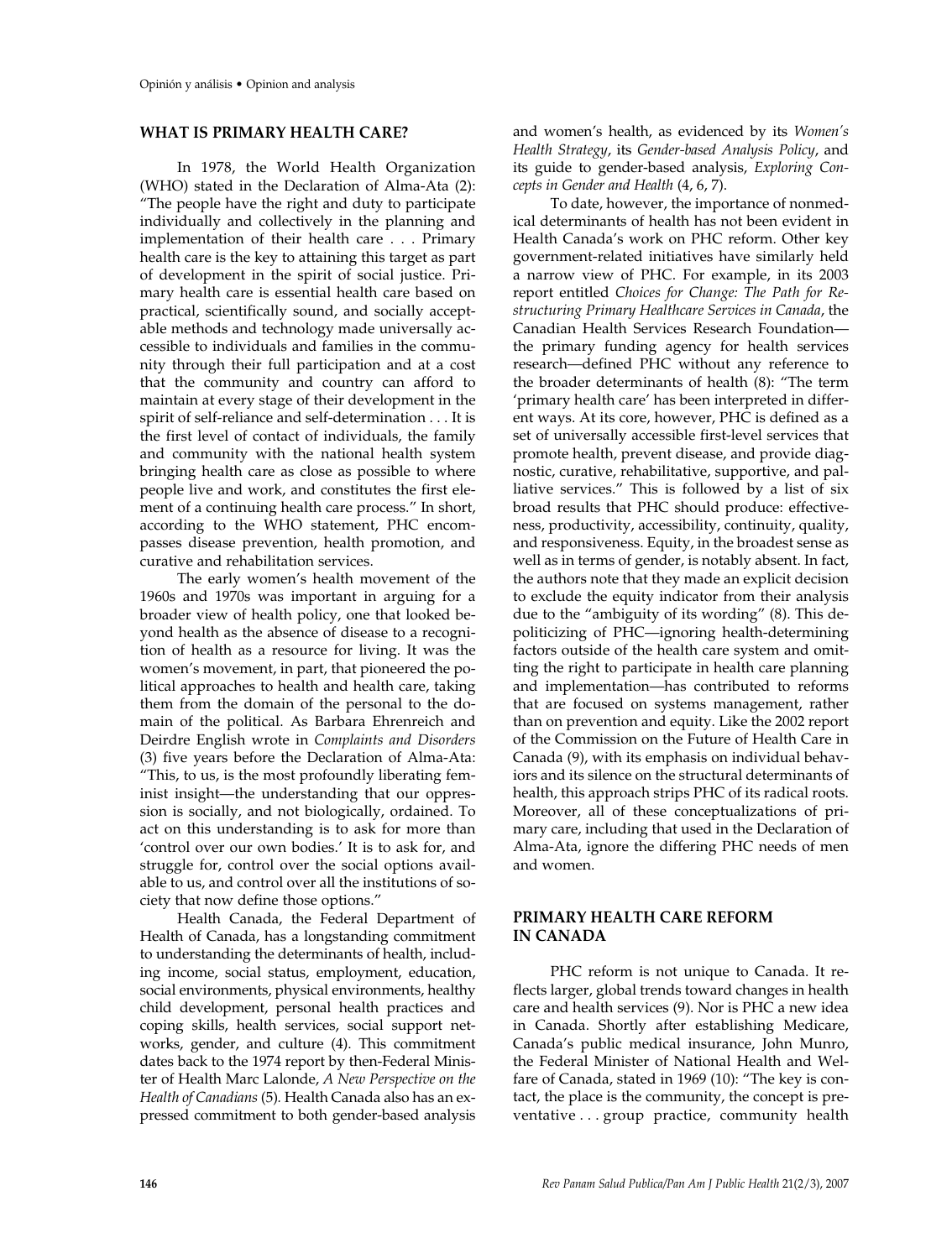## WHAT IS PRIMARY HEALTH CARE?

In 1978, the World Health Organization (WHO) stated in the Declaration of Alma-Ata (2): "The people have the right and duty to participate individually and collectively in the planning and implementation of their health care . . . Primary health care is the key to attaining this target as part of development in the spirit of social justice. Primary health care is essential health care based on practical, scientifically sound, and socially acceptable methods and technology made universally accessible to individuals and families in the community through their full participation and at a cost that the community and country can afford to maintain at every stage of their development in the spirit of self-reliance and self-determination . . . It is the first level of contact of individuals, the family and community with the national health system bringing health care as close as possible to where people live and work, and constitutes the first element of a continuing health care process." In short, according to the WHO statement, PHC encompasses disease prevention, health promotion, and curative and rehabilitation services.

The early women's health movement of the 1960s and 1970s was important in arguing for a broader view of health policy, one that looked beyond health as the absence of disease to a recognition of health as a resource for living. It was the women's movement, in part, that pioneered the political approaches to health and health care, taking them from the domain of the personal to the domain of the political. As Barbara Ehrenreich and Deirdre English wrote in *Complaints and Disorders* (3) five years before the Declaration of Alma-Ata: "This, to us, is the most profoundly liberating feminist insight—the understanding that our oppression is socially, and not biologically, ordained. To act on this understanding is to ask for more than 'control over our own bodies.' It is to ask for, and struggle for, control over the social options available to us, and control over all the institutions of society that now define those options."

Health Canada, the Federal Department of Health of Canada, has a longstanding commitment to understanding the determinants of health, including income, social status, employment, education, social environments, physical environments, healthy child development, personal health practices and coping skills, health services, social support networks, gender, and culture (4). This commitment dates back to the 1974 report by then-Federal Minister of Health Marc Lalonde, *A New Perspective on the Health of Canadians* (5). Health Canada also has an expressed commitment to both gender-based analysis and women's health, as evidenced by its *Women's Health Strategy*, its *Gender-based Analysis Policy*, and its guide to gender-based analysis, *Exploring Concepts in Gender and Health* (4, 6, 7).

To date, however, the importance of nonmedical determinants of health has not been evident in Health Canada's work on PHC reform. Other key government-related initiatives have similarly held a narrow view of PHC. For example, in its 2003 report entitled *Choices for Change: The Path for Restructuring Primary Healthcare Services in Canada*, the Canadian Health Services Research Foundation—the primary funding agency for health services research—defined PHC without any reference to the broader determinants of health (8): "The term 'primary health care' has been interpreted in different ways. At its core, however, PHC is defined as a set of universally accessible first-level services that promote health, prevent disease, and provide diagnostic, curative, rehabilitative, supportive, and palliative services." This is followed by a list of six broad results that PHC should produce: effectiveness, productivity, accessibility, continuity, quality, and responsiveness. Equity, in the broadest sense as well as in terms of gender, is notably absent. In fact, the authors note that they made an explicit decision to exclude the equity indicator from their analysis due to the "ambiguity of its wording" (8). This depoliticizing of PHC—ignoring health-determining factors outside of the health care system and omitting the right to participate in health care planning and implementation—has contributed to reforms that are focused on systems management, rather than on prevention and equity. Like the 2002 report of the Commission on the Future of Health Care in Canada (9), with its emphasis on individual behaviors and its silence on the structural determinants of health, this approach strips PHC of its radical roots. Moreover, all of these conceptualizations of primary care, including that used in the Declaration of Alma-Ata, ignore the differing PHC needs of men and women.

## PRIMARY HEALTH CARE REFORM IN CANADA

PHC reform is not unique to Canada. It reflects larger, global trends toward changes in health care and health services (9). Nor is PHC a new idea in Canada. Shortly after establishing Medicare, Canada's public medical insurance, John Munro, the Federal Minister of National Health and Welfare of Canada, stated in 1969 (10): "The key is contact, the place is the community, the concept is preventative . . . group practice, community health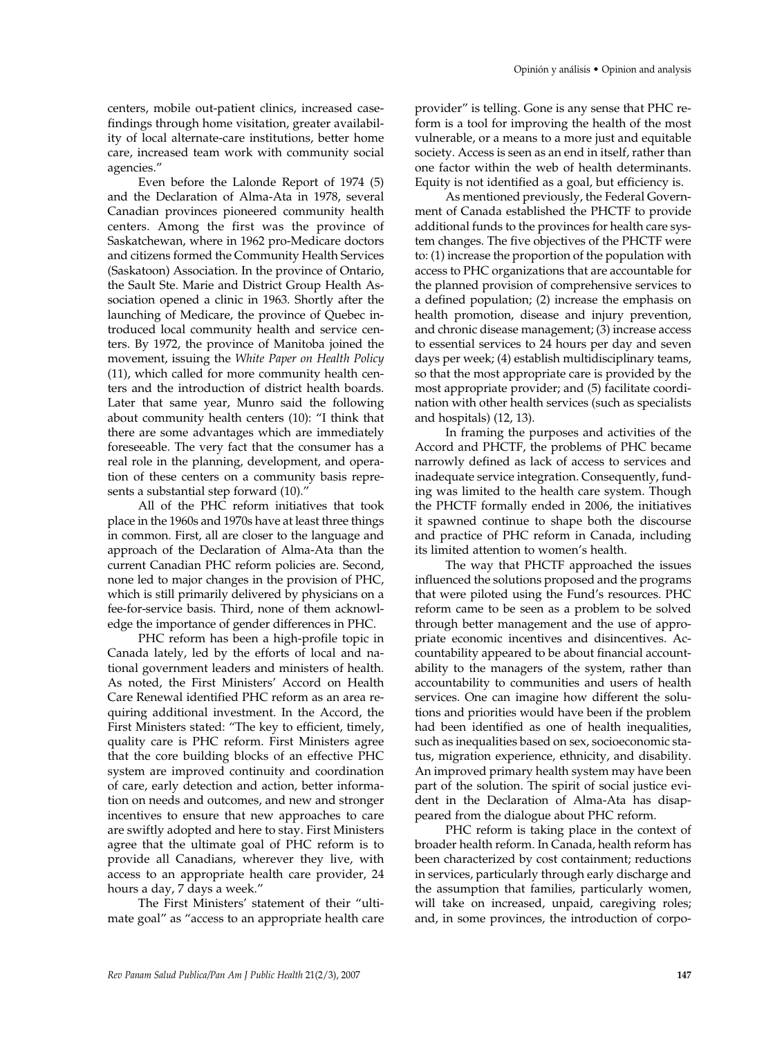centers, mobile out-patient clinics, increased case-findings through home visitation, greater availability of local alternate-care institutions, better home care, increased team work with community social agencies."

Even before the Lalonde Report of 1974 (5) and the Declaration of Alma-Ata in 1978, several Canadian provinces pioneered community health centers. Among the first was the province of Saskatchewan, where in 1962 pro-Medicare doctors and citizens formed the Community Health Services (Saskatoon) Association. In the province of Ontario, the Sault Ste. Marie and District Group Health Association opened a clinic in 1963. Shortly after the launching of Medicare, the province of Quebec introduced local community health and service centers. By 1972, the province of Manitoba joined the movement, issuing the *White Paper on Health Policy* (11), which called for more community health centers and the introduction of district health boards. Later that same year, Munro said the following about community health centers (10): "I think that there are some advantages which are immediately foreseeable. The very fact that the consumer has a real role in the planning, development, and operation of these centers on a community basis represents a substantial step forward (10)."

All of the PHC reform initiatives that took place in the 1960s and 1970s have at least three things in common. First, all are closer to the language and approach of the Declaration of Alma-Ata than the current Canadian PHC reform policies are. Second, none led to major changes in the provision of PHC, which is still primarily delivered by physicians on a fee-for-service basis. Third, none of them acknowledge the importance of gender differences in PHC.

PHC reform has been a high-profile topic in Canada lately, led by the efforts of local and national government leaders and ministers of health. As noted, the First Ministers' Accord on Health Care Renewal identified PHC reform as an area requiring additional investment. In the Accord, the First Ministers stated: "The key to efficient, timely, quality care is PHC reform. First Ministers agree that the core building blocks of an effective PHC system are improved continuity and coordination of care, early detection and action, better information on needs and outcomes, and new and stronger incentives to ensure that new approaches to care are swiftly adopted and here to stay. First Ministers agree that the ultimate goal of PHC reform is to provide all Canadians, wherever they live, with access to an appropriate health care provider, 24 hours a day, 7 days a week."

The First Ministers' statement of their "ultimate goal" as "access to an appropriate health care provider" is telling. Gone is any sense that PHC reform is a tool for improving the health of the most vulnerable, or a means to a more just and equitable society. Access is seen as an end in itself, rather than one factor within the web of health determinants. Equity is not identified as a goal, but efficiency is.

As mentioned previously, the Federal Government of Canada established the PHCTF to provide additional funds to the provinces for health care system changes. The five objectives of the PHCTF were to: (1) increase the proportion of the population with access to PHC organizations that are accountable for the planned provision of comprehensive services to a defined population; (2) increase the emphasis on health promotion, disease and injury prevention, and chronic disease management; (3) increase access to essential services to 24 hours per day and seven days per week; (4) establish multidisciplinary teams, so that the most appropriate care is provided by the most appropriate provider; and (5) facilitate coordination with other health services (such as specialists and hospitals) (12, 13).

In framing the purposes and activities of the Accord and PHCTF, the problems of PHC became narrowly defined as lack of access to services and inadequate service integration. Consequently, funding was limited to the health care system. Though the PHCTF formally ended in 2006, the initiatives it spawned continue to shape both the discourse and practice of PHC reform in Canada, including its limited attention to women's health.

The way that PHCTF approached the issues influenced the solutions proposed and the programs that were piloted using the Fund's resources. PHC reform came to be seen as a problem to be solved through better management and the use of appropriate economic incentives and disincentives. Accountability appeared to be about financial accountability to the managers of the system, rather than accountability to communities and users of health services. One can imagine how different the solutions and priorities would have been if the problem had been identified as one of health inequalities, such as inequalities based on sex, socioeconomic status, migration experience, ethnicity, and disability. An improved primary health system may have been part of the solution. The spirit of social justice evident in the Declaration of Alma-Ata has disappeared from the dialogue about PHC reform.

PHC reform is taking place in the context of broader health reform. In Canada, health reform has been characterized by cost containment; reductions in services, particularly through early discharge and the assumption that families, particularly women, will take on increased, unpaid, caregiving roles; and, in some provinces, the introduction of corpo-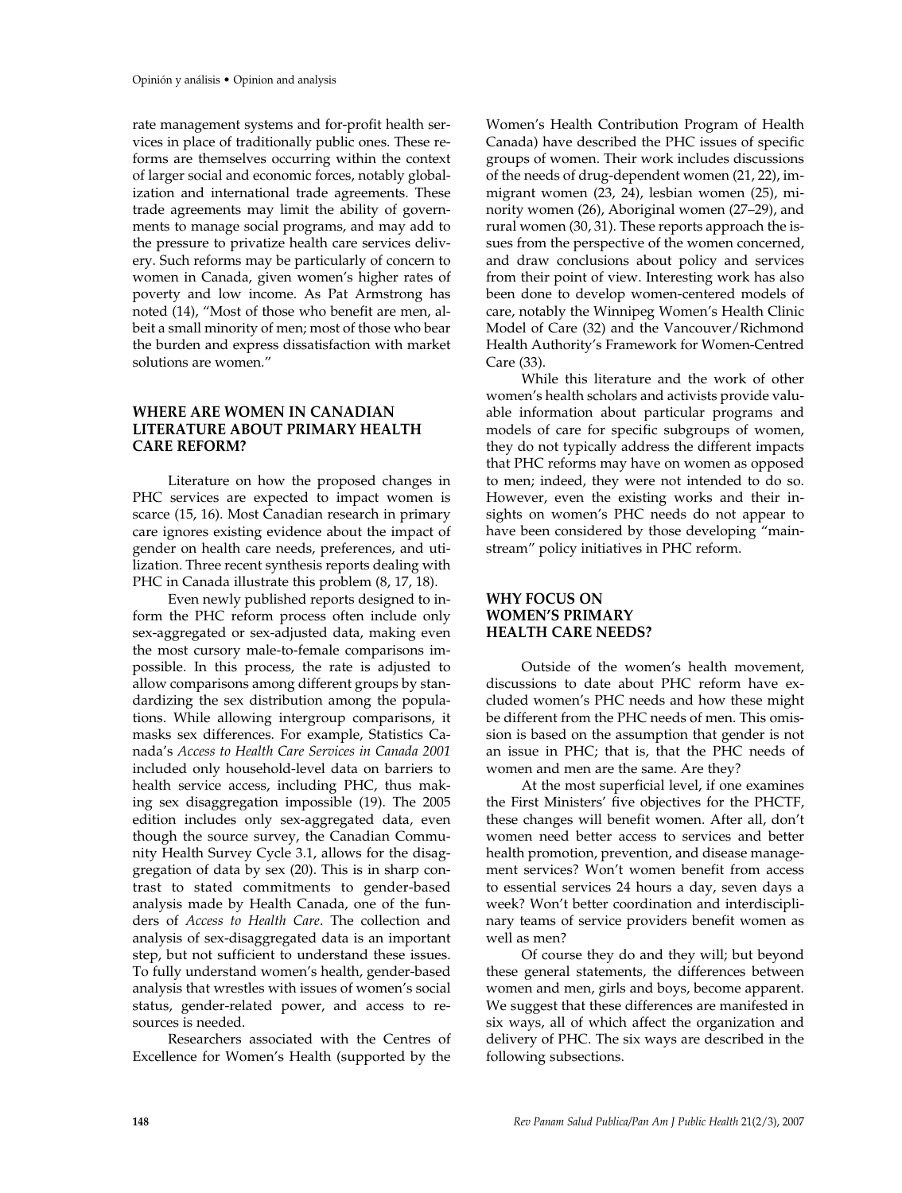rate management systems and for-profit health services in place of traditionally public ones. These reforms are themselves occurring within the context of larger social and economic forces, notably globalization and international trade agreements. These trade agreements may limit the ability of governments to manage social programs, and may add to the pressure to privatize health care services delivery. Such reforms may be particularly of concern to women in Canada, given women's higher rates of poverty and low income. As Pat Armstrong has noted (14), "Most of those who benefit are men, albeit a small minority of men; most of those who bear the burden and express dissatisfaction with market solutions are women."

## WHERE ARE WOMEN IN CANADIAN LITERATURE ABOUT PRIMARY HEALTH CARE REFORM?

Literature on how the proposed changes in PHC services are expected to impact women is scarce (15, 16). Most Canadian research in primary care ignores existing evidence about the impact of gender on health care needs, preferences, and utilization. Three recent synthesis reports dealing with PHC in Canada illustrate this problem (8, 17, 18).

Even newly published reports designed to inform the PHC reform process often include only sex-aggregated or sex-adjusted data, making even the most cursory male-to-female comparisons impossible. In this process, the rate is adjusted to allow comparisons among different groups by standardizing the sex distribution among the populations. While allowing intergroup comparisons, it masks sex differences. For example, Statistics Canada's *Access to Health Care Services in Canada 2001* included only household-level data on barriers to health service access, including PHC, thus making sex disaggregation impossible (19). The 2005 edition includes only sex-aggregated data, even though the source survey, the Canadian Community Health Survey Cycle 3.1, allows for the disaggregation of data by sex (20). This is in sharp contrast to stated commitments to gender-based analysis made by Health Canada, one of the funders of *Access to Health Care*. The collection and analysis of sex-disaggregated data is an important step, but not sufficient to understand these issues. To fully understand women's health, gender-based analysis that wrestles with issues of women's social status, gender-related power, and access to resources is needed.

Researchers associated with the Centres of Excellence for Women's Health (supported by the Women's Health Contribution Program of Health Canada) have described the PHC issues of specific groups of women. Their work includes discussions of the needs of drug-dependent women (21, 22), immigrant women (23, 24), lesbian women (25), minority women (26), Aboriginal women (27–29), and rural women (30, 31). These reports approach the issues from the perspective of the women concerned, and draw conclusions about policy and services from their point of view. Interesting work has also been done to develop women-centered models of care, notably the Winnipeg Women's Health Clinic Model of Care (32) and the Vancouver/Richmond Health Authority's Framework for Women-Centred Care (33).

While this literature and the work of other women's health scholars and activists provide valuable information about particular programs and models of care for specific subgroups of women, they do not typically address the different impacts that PHC reforms may have on women as opposed to men; indeed, they were not intended to do so. However, even the existing works and their insights on women's PHC needs do not appear to have been considered by those developing "mainstream" policy initiatives in PHC reform.

## WHY FOCUS ON WOMEN'S PRIMARY HEALTH CARE NEEDS?

Outside of the women's health movement, discussions to date about PHC reform have excluded women's PHC needs and how these might be different from the PHC needs of men. This omission is based on the assumption that gender is not an issue in PHC; that is, that the PHC needs of women and men are the same. Are they?

At the most superficial level, if one examines the First Ministers' five objectives for the PHCTF, these changes will benefit women. After all, don't women need better access to services and better health promotion, prevention, and disease management services? Won't women benefit from access to essential services 24 hours a day, seven days a week? Won't better coordination and interdisciplinary teams of service providers benefit women as well as men?

Of course they do and they will; but beyond these general statements, the differences between women and men, girls and boys, become apparent. We suggest that these differences are manifested in six ways, all of which affect the organization and delivery of PHC. The six ways are described in the following subsections.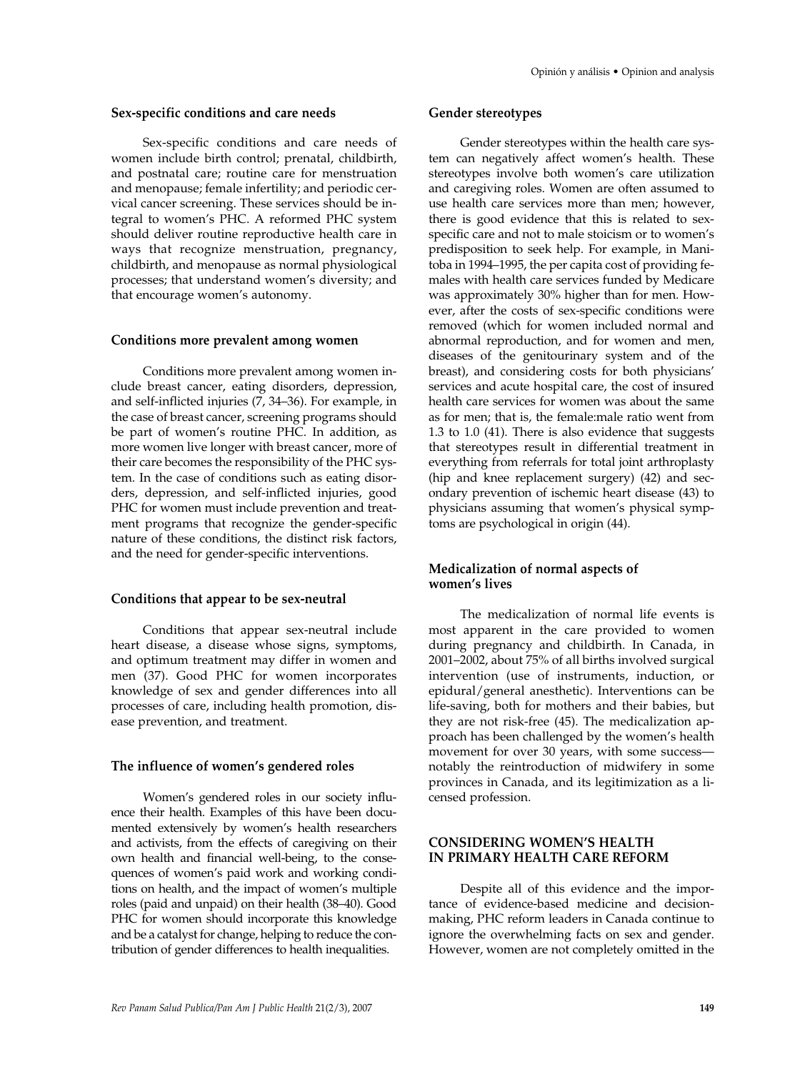### Sex-specific conditions and care needs

Sex-specific conditions and care needs of women include birth control; prenatal, childbirth, and postnatal care; routine care for menstruation and menopause; female infertility; and periodic cervical cancer screening. These services should be integral to women's PHC. A reformed PHC system should deliver routine reproductive health care in ways that recognize menstruation, pregnancy, childbirth, and menopause as normal physiological processes; that understand women's diversity; and that encourage women's autonomy.

### Conditions more prevalent among women

Conditions more prevalent among women include breast cancer, eating disorders, depression, and self-inflicted injuries (7, 34–36). For example, in the case of breast cancer, screening programs should be part of women's routine PHC. In addition, as more women live longer with breast cancer, more of their care becomes the responsibility of the PHC system. In the case of conditions such as eating disorders, depression, and self-inflicted injuries, good PHC for women must include prevention and treatment programs that recognize the gender-specific nature of these conditions, the distinct risk factors, and the need for gender-specific interventions.

### Conditions that appear to be sex-neutral

Conditions that appear sex-neutral include heart disease, a disease whose signs, symptoms, and optimum treatment may differ in women and men (37). Good PHC for women incorporates knowledge of sex and gender differences into all processes of care, including health promotion, disease prevention, and treatment.

### The influence of women's gendered roles

Women's gendered roles in our society influence their health. Examples of this have been documented extensively by women's health researchers and activists, from the effects of caregiving on their own health and financial well-being, to the consequences of women's paid work and working conditions on health, and the impact of women's multiple roles (paid and unpaid) on their health (38–40). Good PHC for women should incorporate this knowledge and be a catalyst for change, helping to reduce the contribution of gender differences to health inequalities.

### Gender stereotypes

Gender stereotypes within the health care system can negatively affect women's health. These stereotypes involve both women's care utilization and caregiving roles. Women are often assumed to use health care services more than men; however, there is good evidence that this is related to sex-specific care and not to male stoicism or to women's predisposition to seek help. For example, in Manitoba in 1994–1995, the per capita cost of providing females with health care services funded by Medicare was approximately 30% higher than for men. However, after the costs of sex-specific conditions were removed (which for women included normal and abnormal reproduction, and for women and men, diseases of the genitourinary system and of the breast), and considering costs for both physicians' services and acute hospital care, the cost of insured health care services for women was about the same as for men; that is, the female:male ratio went from 1.3 to 1.0 (41). There is also evidence that suggests that stereotypes result in differential treatment in everything from referrals for total joint arthroplasty (hip and knee replacement surgery) (42) and secondary prevention of ischemic heart disease (43) to physicians assuming that women's physical symptoms are psychological in origin (44).

### Medicalization of normal aspects of women's lives

The medicalization of normal life events is most apparent in the care provided to women during pregnancy and childbirth. In Canada, in 2001–2002, about 75% of all births involved surgical intervention (use of instruments, induction, or epidural/general anesthetic). Interventions can be life-saving, both for mothers and their babies, but they are not risk-free (45). The medicalization approach has been challenged by the women's health movement for over 30 years, with some success—notably the reintroduction of midwifery in some provinces in Canada, and its legitimization as a licensed profession.

## CONSIDERING WOMEN'S HEALTH IN PRIMARY HEALTH CARE REFORM

Despite all of this evidence and the importance of evidence-based medicine and decision-making, PHC reform leaders in Canada continue to ignore the overwhelming facts on sex and gender. However, women are not completely omitted in the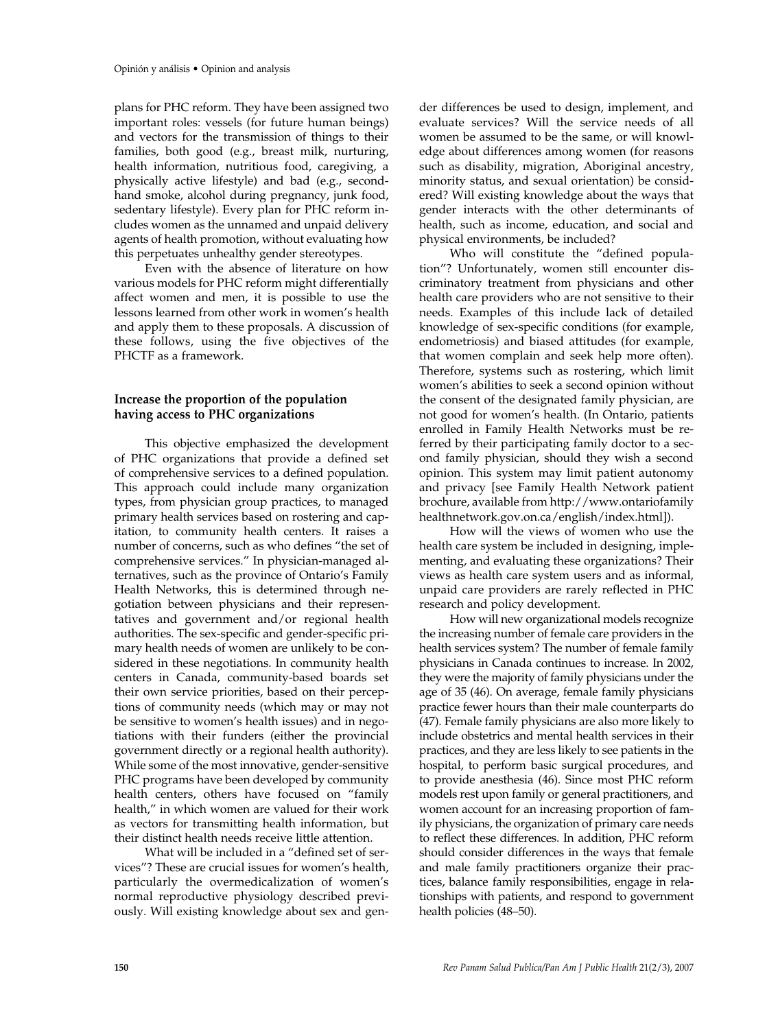plans for PHC reform. They have been assigned two important roles: vessels (for future human beings) and vectors for the transmission of things to their families, both good (e.g., breast milk, nurturing, health information, nutritious food, caregiving, a physically active lifestyle) and bad (e.g., secondhand smoke, alcohol during pregnancy, junk food, sedentary lifestyle). Every plan for PHC reform includes women as the unnamed and unpaid delivery agents of health promotion, without evaluating how this perpetuates unhealthy gender stereotypes.

Even with the absence of literature on how various models for PHC reform might differentially affect women and men, it is possible to use the lessons learned from other work in women's health and apply them to these proposals. A discussion of these follows, using the five objectives of the PHCTF as a framework.

### Increase the proportion of the population having access to PHC organizations

This objective emphasized the development of PHC organizations that provide a defined set of comprehensive services to a defined population. This approach could include many organization types, from physician group practices, to managed primary health services based on rostering and capitation, to community health centers. It raises a number of concerns, such as who defines "the set of comprehensive services." In physician-managed alternatives, such as the province of Ontario's Family Health Networks, this is determined through negotiation between physicians and their representatives and government and/or regional health authorities. The sex-specific and gender-specific primary health needs of women are unlikely to be considered in these negotiations. In community health centers in Canada, community-based boards set their own service priorities, based on their perceptions of community needs (which may or may not be sensitive to women's health issues) and in negotiations with their funders (either the provincial government directly or a regional health authority). While some of the most innovative, gender-sensitive PHC programs have been developed by community health centers, others have focused on "family health," in which women are valued for their work as vectors for transmitting health information, but their distinct health needs receive little attention.

What will be included in a "defined set of services"? These are crucial issues for women's health, particularly the overmedicalization of women's normal reproductive physiology described previously. Will existing knowledge about sex and gender differences be used to design, implement, and evaluate services? Will the service needs of all women be assumed to be the same, or will knowledge about differences among women (for reasons such as disability, migration, Aboriginal ancestry, minority status, and sexual orientation) be considered? Will existing knowledge about the ways that gender interacts with the other determinants of health, such as income, education, and social and physical environments, be included?

Who will constitute the "defined population"? Unfortunately, women still encounter discriminatory treatment from physicians and other health care providers who are not sensitive to their needs. Examples of this include lack of detailed knowledge of sex-specific conditions (for example, endometriosis) and biased attitudes (for example, that women complain and seek help more often). Therefore, systems such as rostering, which limit women's abilities to seek a second opinion without the consent of the designated family physician, are not good for women's health. (In Ontario, patients enrolled in Family Health Networks must be referred by their participating family doctor to a second family physician, should they wish a second opinion. This system may limit patient autonomy and privacy [see Family Health Network patient brochure, available from http://www.ontariofamilyhealthnetwork.gov.on.ca/english/index.html]).

How will the views of women who use the health care system be included in designing, implementing, and evaluating these organizations? Their views as health care system users and as informal, unpaid care providers are rarely reflected in PHC research and policy development.

How will new organizational models recognize the increasing number of female care providers in the health services system? The number of female family physicians in Canada continues to increase. In 2002, they were the majority of family physicians under the age of 35 (46). On average, female family physicians practice fewer hours than their male counterparts do (47). Female family physicians are also more likely to include obstetrics and mental health services in their practices, and they are less likely to see patients in the hospital, to perform basic surgical procedures, and to provide anesthesia (46). Since most PHC reform models rest upon family or general practitioners, and women account for an increasing proportion of family physicians, the organization of primary care needs to reflect these differences. In addition, PHC reform should consider differences in the ways that female and male family practitioners organize their practices, balance family responsibilities, engage in relationships with patients, and respond to government health policies (48–50).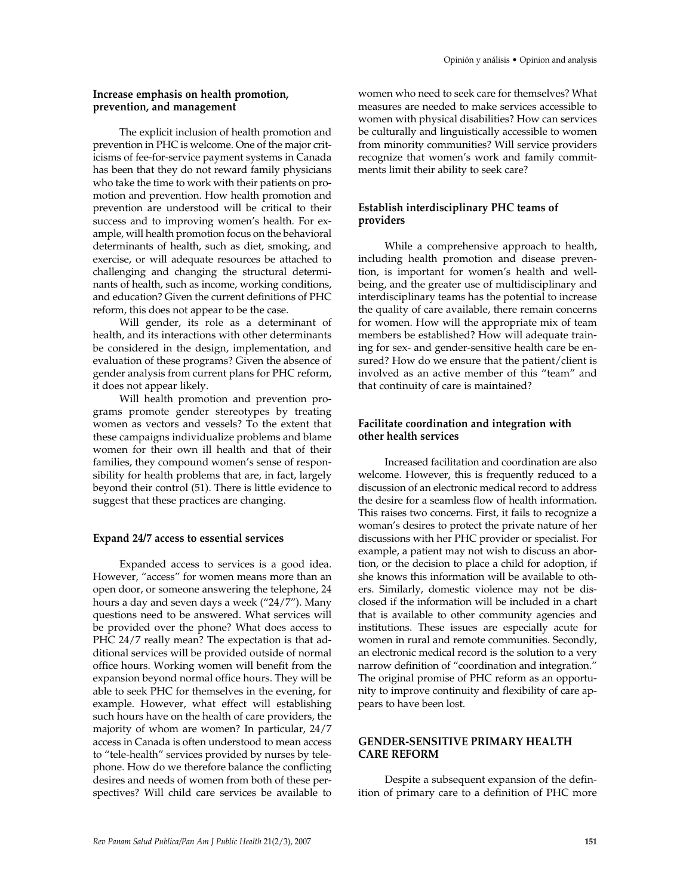### Increase emphasis on health promotion, prevention, and management

The explicit inclusion of health promotion and prevention in PHC is welcome. One of the major criticisms of fee-for-service payment systems in Canada has been that they do not reward family physicians who take the time to work with their patients on promotion and prevention. How health promotion and prevention are understood will be critical to their success and to improving women's health. For example, will health promotion focus on the behavioral determinants of health, such as diet, smoking, and exercise, or will adequate resources be attached to challenging and changing the structural determinants of health, such as income, working conditions, and education? Given the current definitions of PHC reform, this does not appear to be the case.

Will gender, its role as a determinant of health, and its interactions with other determinants be considered in the design, implementation, and evaluation of these programs? Given the absence of gender analysis from current plans for PHC reform, it does not appear likely.

Will health promotion and prevention programs promote gender stereotypes by treating women as vectors and vessels? To the extent that these campaigns individualize problems and blame women for their own ill health and that of their families, they compound women's sense of responsibility for health problems that are, in fact, largely beyond their control (51). There is little evidence to suggest that these practices are changing.

### Expand 24/7 access to essential services

Expanded access to services is a good idea. However, "access" for women means more than an open door, or someone answering the telephone, 24 hours a day and seven days a week ("24/7"). Many questions need to be answered. What services will be provided over the phone? What does access to PHC 24/7 really mean? The expectation is that additional services will be provided outside of normal office hours. Working women will benefit from the expansion beyond normal office hours. They will be able to seek PHC for themselves in the evening, for example. However, what effect will establishing such hours have on the health of care providers, the majority of whom are women? In particular, 24/7 access in Canada is often understood to mean access to "tele-health" services provided by nurses by telephone. How do we therefore balance the conflicting desires and needs of women from both of these perspectives? Will child care services be available to women who need to seek care for themselves? What measures are needed to make services accessible to women with physical disabilities? How can services be culturally and linguistically accessible to women from minority communities? Will service providers recognize that women's work and family commitments limit their ability to seek care?

### Establish interdisciplinary PHC teams of providers

While a comprehensive approach to health, including health promotion and disease prevention, is important for women's health and wellbeing, and the greater use of multidisciplinary and interdisciplinary teams has the potential to increase the quality of care available, there remain concerns for women. How will the appropriate mix of team members be established? How will adequate training for sex- and gender-sensitive health care be ensured? How do we ensure that the patient/client is involved as an active member of this "team" and that continuity of care is maintained?

### Facilitate coordination and integration with other health services

Increased facilitation and coordination are also welcome. However, this is frequently reduced to a discussion of an electronic medical record to address the desire for a seamless flow of health information. This raises two concerns. First, it fails to recognize a woman's desires to protect the private nature of her discussions with her PHC provider or specialist. For example, a patient may not wish to discuss an abortion, or the decision to place a child for adoption, if she knows this information will be available to others. Similarly, domestic violence may not be disclosed if the information will be included in a chart that is available to other community agencies and institutions. These issues are especially acute for women in rural and remote communities. Secondly, an electronic medical record is the solution to a very narrow definition of "coordination and integration." The original promise of PHC reform as an opportunity to improve continuity and flexibility of care appears to have been lost.

## GENDER-SENSITIVE PRIMARY HEALTH CARE REFORM

Despite a subsequent expansion of the definition of primary care to a definition of PHC more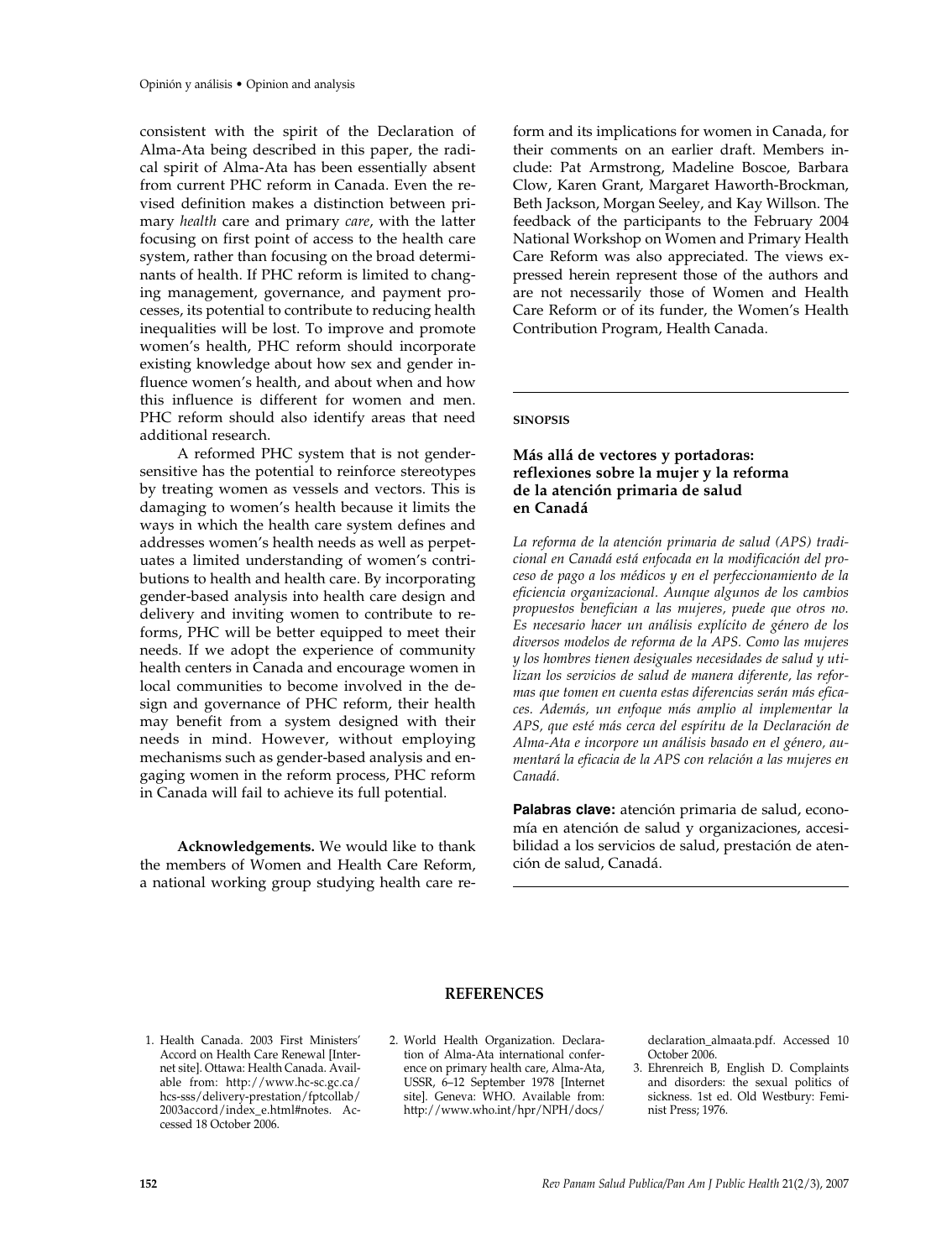consistent with the spirit of the Declaration of Alma-Ata being described in this paper, the radical spirit of Alma-Ata has been essentially absent from current PHC reform in Canada. Even the revised definition makes a distinction between primary *health* care and primary *care*, with the latter focusing on first point of access to the health care system, rather than focusing on the broad determinants of health. If PHC reform is limited to changing management, governance, and payment processes, its potential to contribute to reducing health inequalities will be lost. To improve and promote women's health, PHC reform should incorporate existing knowledge about how sex and gender influence women's health, and about when and how this influence is different for women and men. PHC reform should also identify areas that need additional research.

A reformed PHC system that is not gender-sensitive has the potential to reinforce stereotypes by treating women as vessels and vectors. This is damaging to women's health because it limits the ways in which the health care system defines and addresses women's health needs as well as perpetuates a limited understanding of women's contributions to health and health care. By incorporating gender-based analysis into health care design and delivery and inviting women to contribute to reforms, PHC will be better equipped to meet their needs. If we adopt the experience of community health centers in Canada and encourage women in local communities to become involved in the design and governance of PHC reform, their health may benefit from a system designed with their needs in mind. However, without employing mechanisms such as gender-based analysis and engaging women in the reform process, PHC reform in Canada will fail to achieve its full potential.

**Acknowledgements.** We would like to thank the members of Women and Health Care Reform, a national working group studying health care reform and its implications for women in Canada, for their comments on an earlier draft. Members include: Pat Armstrong, Madeline Boscoe, Barbara Clow, Karen Grant, Margaret Haworth-Brockman, Beth Jackson, Morgan Seeley, and Kay Willson. The feedback of the participants to the February 2004 National Workshop on Women and Primary Health Care Reform was also appreciated. The views expressed herein represent those of the authors and are not necessarily those of Women and Health Care Reform or of its funder, the Women's Health Contribution Program, Health Canada.

---

**SINOPSIS**

### Más allá de vectores y portadoras: reflexiones sobre la mujer y la reforma de la atención primaria de salud en Canadá

*La reforma de la atención primaria de salud (APS) tradicional en Canadá está enfocada en la modificación del proceso de pago a los médicos y en el perfeccionamiento de la eficiencia organizacional. Aunque algunos de los cambios propuestos benefician a las mujeres, puede que otros no. Es necesario hacer un análisis explícito de género de los diversos modelos de reforma de la APS. Como las mujeres y los hombres tienen desiguales necesidades de salud y utilizan los servicios de salud de manera diferente, las reformas que tomen en cuenta estas diferencias serán más eficaces. Además, un enfoque más amplio al implementar la APS, que esté más cerca del espíritu de la Declaración de Alma-Ata e incorpore un análisis basado en el género, aumentará la eficacia de la APS con relación a las mujeres en Canadá.*

**Palabras clave:** atención primaria de salud, economía en atención de salud y organizaciones, accesibilidad a los servicios de salud, prestación de atención de salud, Canadá.

---

## REFERENCES

1. Health Canada. 2003 First Ministers' Accord on Health Care Renewal [Internet site]. Ottawa: Health Canada. Available from: http://www.hc-sc.gc.ca/hcs-sss/delivery-prestation/fptcollab/2003accord/index_e.html#notes. Accessed 18 October 2006.
2. World Health Organization. Declaration of Alma-Ata international conference on primary health care, Alma-Ata, USSR, 6–12 September 1978 [Internet site]. Geneva: WHO. Available from: http://www.who.int/hpr/NPH/docs/declaration_almaata.pdf. Accessed 10 October 2006.
3. Ehrenreich B, English D. Complaints and disorders: the sexual politics of sickness. 1st ed. Old Westbury: Feminist Press; 1976.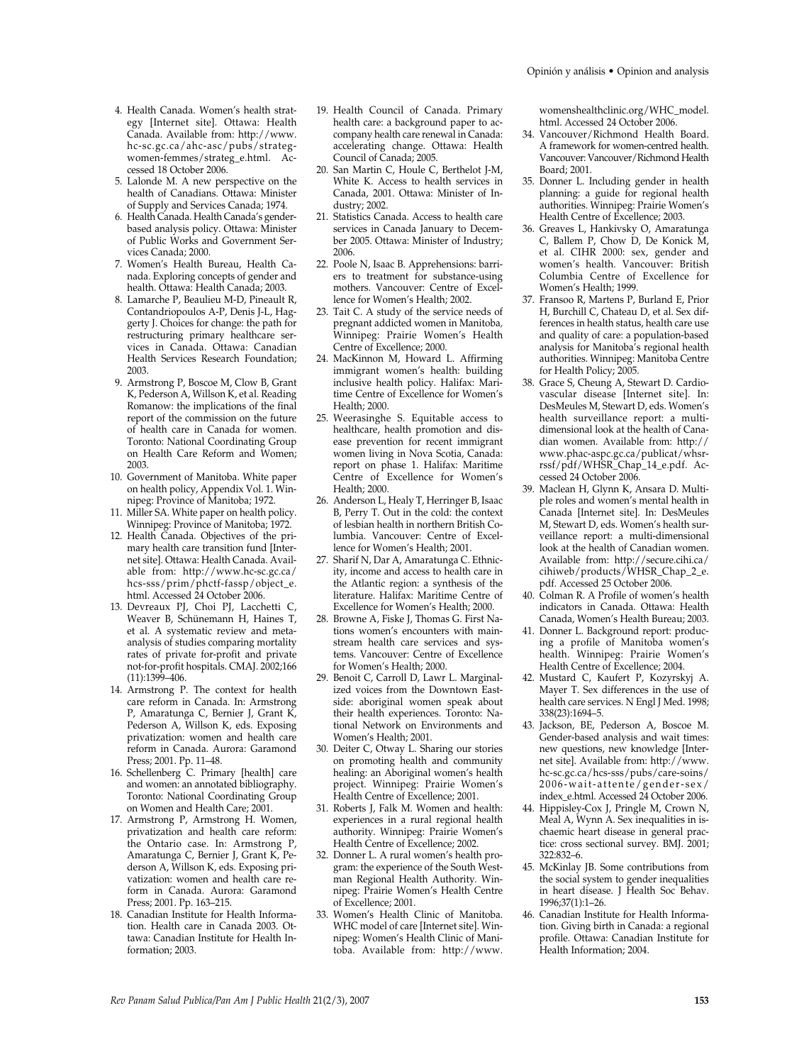4. Health Canada. Women's health strategy [Internet site]. Ottawa: Health Canada. Available from: http://www.hc-sc.gc.ca/ahc-asc/pubs/strateg-women-femmes/strateg_e.html. Accessed 18 October 2006.
5. Lalonde M. A new perspective on the health of Canadians. Ottawa: Minister of Supply and Services Canada; 1974.
6. Health Canada. Health Canada's gender-based analysis policy. Ottawa: Minister of Public Works and Government Services Canada; 2000.
7. Women's Health Bureau, Health Canada. Exploring concepts of gender and health. Ottawa: Health Canada; 2003.
8. Lamarche P, Beaulieu M-D, Pineault R, Contandriopoulos A-P, Denis J-L, Haggerty J. Choices for change: the path for restructuring primary healthcare services in Canada. Ottawa: Canadian Health Services Research Foundation; 2003.
9. Armstrong P, Boscoe M, Clow B, Grant K, Pederson A, Willson K, et al. Reading Romanow: the implications of the final report of the commission on the future of health care in Canada for women. Toronto: National Coordinating Group on Health Care Reform and Women; 2003.
10. Government of Manitoba. White paper on health policy, Appendix Vol. 1. Winnipeg: Province of Manitoba; 1972.
11. Miller SA. White paper on health policy. Winnipeg: Province of Manitoba; 1972.
12. Health Canada. Objectives of the primary health care transition fund [Internet site]. Ottawa: Health Canada. Available from: http://www.hc-sc.gc.ca/hcs-sss/prim/phctf-fassp/object_e.html. Accessed 24 October 2006.
13. Devreaux PJ, Choi PJ, Lacchetti C, Weaver B, Schünemann H, Haines T, et al. A systematic review and meta-analysis of studies comparing mortality rates of private for-profit and private not-for-profit hospitals. CMAJ. 2002;166 (11):1399–406.
14. Armstrong P. The context for health care reform in Canada. In: Armstrong P, Amaratunga C, Bernier J, Grant K, Pederson A, Willson K, eds. Exposing privatization: women and health care reform in Canada. Aurora: Garamond Press; 2001. Pp. 11–48.
16. Schellenberg C. Primary [health] care and women: an annotated bibliography. Toronto: National Coordinating Group on Women and Health Care; 2001.
17. Armstrong P, Armstrong H. Women, privatization and health care reform: the Ontario case. In: Armstrong P, Amaratunga C, Bernier J, Grant K, Pederson A, Willson K, eds. Exposing privatization: women and health care reform in Canada. Aurora: Garamond Press; 2001. Pp. 163–215.
18. Canadian Institute for Health Information. Health care in Canada 2003. Ottawa: Canadian Institute for Health Information; 2003.
19. Health Council of Canada. Primary health care: a background paper to accompany health care renewal in Canada: accelerating change. Ottawa: Health Council of Canada; 2005.
20. San Martin C, Houle C, Berthelot J-M, White K. Access to health services in Canada, 2001. Ottawa: Minister of Industry; 2002.
21. Statistics Canada. Access to health care services in Canada January to December 2005. Ottawa: Minister of Industry; 2006.
22. Poole N, Isaac B. Apprehensions: barriers to treatment for substance-using mothers. Vancouver: Centre of Excellence for Women's Health; 2002.
23. Tait C. A study of the service needs of pregnant addicted women in Manitoba, Winnipeg: Prairie Women's Health Centre of Excellence; 2000.
24. MacKinnon M, Howard L. Affirming immigrant women's health: building inclusive health policy. Halifax: Maritime Centre of Excellence for Women's Health; 2000.
25. Weerasinghe S. Equitable access to healthcare, health promotion and disease prevention for recent immigrant women living in Nova Scotia, Canada: report on phase 1. Halifax: Maritime Centre of Excellence for Women's Health; 2000.
26. Anderson L, Healy T, Herringer B, Isaac B, Perry T. Out in the cold: the context of lesbian health in northern British Columbia. Vancouver: Centre of Excellence for Women's Health; 2001.
27. Sharif N, Dar A, Amaratunga C. Ethnicity, income and access to health care in the Atlantic region: a synthesis of the literature. Halifax: Maritime Centre of Excellence for Women's Health; 2000.
28. Browne A, Fiske J, Thomas G. First Nations women's encounters with mainstream health care services and systems. Vancouver: Centre of Excellence for Women's Health; 2000.
29. Benoit C, Carroll D, Lawr L. Marginalized voices from the Downtown Eastside: aboriginal women speak about their health experiences. Toronto: National Network on Environments and Women's Health; 2001.
30. Deiter C, Otway L. Sharing our stories on promoting health and community healing: an Aboriginal women's health project. Winnipeg: Prairie Women's Health Centre of Excellence; 2001.
31. Roberts J, Falk M. Women and health: experiences in a rural regional health authority. Winnipeg: Prairie Women's Health Centre of Excellence; 2002.
32. Donner L. A rural women's health program: the experience of the South Westman Regional Health Authority. Winnipeg: Prairie Women's Health Centre of Excellence; 2001.
33. Women's Health Clinic of Manitoba. WHC model of care [Internet site]. Winnipeg: Women's Health Clinic of Manitoba. Available from: http://www.womenshealthclinic.org/WHC_model.html. Accessed 24 October 2006.
34. Vancouver/Richmond Health Board. A framework for women-centred health. Vancouver: Vancouver/Richmond Health Board; 2001.
35. Donner L. Including gender in health planning: a guide for regional health authorities. Winnipeg: Prairie Women's Health Centre of Excellence; 2003.
36. Greaves L, Hankivsky O, Amaratunga C, Ballem P, Chow D, De Konick M, et al. CIHR 2000: sex, gender and women's health. Vancouver: British Columbia Centre of Excellence for Women's Health; 1999.
37. Fransoo R, Martens P, Burland E, Prior H, Burchill C, Chateau D, et al. Sex differences in health status, health care use and quality of care: a population-based analysis for Manitoba's regional health authorities. Winnipeg: Manitoba Centre for Health Policy; 2005.
38. Grace S, Cheung A, Stewart D. Cardiovascular disease [Internet site]. In: DesMeules M, Stewart D, eds. Women's health surveillance report: a multi-dimensional look at the health of Canadian women. Available from: http://www.phac-aspc.gc.ca/publicat/whsr-rssf/pdf/WHSR_Chap_14_e.pdf. Accessed 24 October 2006.
39. Maclean H, Glynn K, Ansara D. Multiple roles and women's mental health in Canada [Internet site]. In: DesMeules M, Stewart D, eds. Women's health surveillance report: a multi-dimensional look at the health of Canadian women. Available from: http://secure.cihi.ca/cihiweb/products/WHSR_Chap_2_e.pdf. Accessed 25 October 2006.
40. Colman R. A Profile of women's health indicators in Canada. Ottawa: Health Canada, Women's Health Bureau; 2003.
41. Donner L. Background report: producing a profile of Manitoba women's health. Winnipeg: Prairie Women's Health Centre of Excellence; 2004.
42. Mustard C, Kaufert P, Kozyrskyj A. Mayer T. Sex differences in the use of health care services. N Engl J Med. 1998; 338(23):1694–5.
43. Jackson, BE, Pederson A, Boscoe M. Gender-based analysis and wait times: new questions, new knowledge [Internet site]. Available from: http://www.hc-sc.gc.ca/hcs-sss/pubs/care-soins/2006-wait-attente/gender-sex/index_e.html. Accessed 24 October 2006.
44. Hippisley-Cox J, Pringle M, Crown N, Meal A, Wynn A. Sex inequalities in ischaemic heart disease in general practice: cross sectional survey. BMJ. 2001; 322:832–6.
45. McKinlay JB. Some contributions from the social system to gender inequalities in heart disease. J Health Soc Behav. 1996;37(1):1–26.
46. Canadian Institute for Health Information. Giving birth in Canada: a regional profile. Ottawa: Canadian Institute for Health Information; 2004.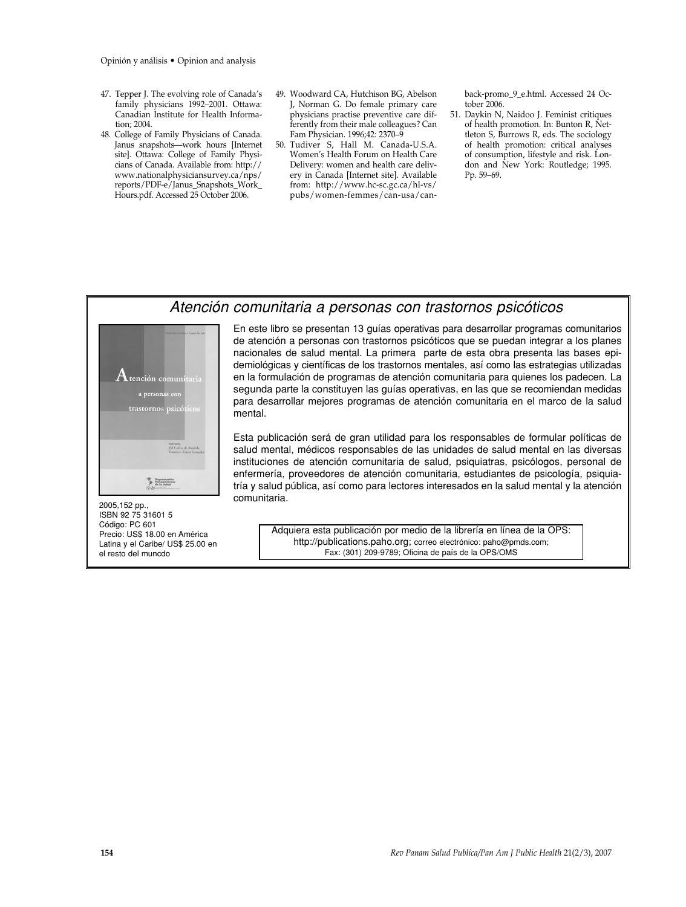47. Tepper J. The evolving role of Canada's family physicians 1992–2001. Ottawa: Canadian Institute for Health Information; 2004.
48. College of Family Physicians of Canada. Janus snapshots—work hours [Internet site]. Ottawa: College of Family Physicians of Canada. Available from: http://www.nationalphysiciansurvey.ca/nps/reports/PDF-e/Janus_Snapshots_Work_Hours.pdf. Accessed 25 October 2006.
49. Woodward CA, Hutchison BG, Abelson J, Norman G. Do female primary care physicians practise preventive care differently from their male colleagues? Can Fam Physician. 1996;42: 2370–9
50. Tudiver S, Hall M. Canada-U.S.A. Women's Health Forum on Health Care Delivery: women and health care delivery in Canada [Internet site]. Available from: http://www.hc-sc.gc.ca/hl-vs/pubs/women-femmes/can-usa/can-back-promo_9_e.html. Accessed 24 October 2006.
51. Daykin N, Naidoo J. Feminist critiques of health promotion. In: Bunton R, Nettleton S, Burrows R, eds. The sociology of health promotion: critical analyses of consumption, lifestyle and risk. London and New York: Routledge; 1995. Pp. 59–69.

## *Atención comunitaria a personas con trastornos psicóticos*

En este libro se presentan 13 guías operativas para desarrollar programas comunitarios de atención a personas con trastornos psicóticos que se puedan integrar a los planes nacionales de salud mental. La primera parte de esta obra presenta las bases epidemiológicas y científicas de los trastornos mentales, así como las estrategias utilizadas en la formulación de programas de atención comunitaria para quienes los padecen. La segunda parte la constituyen las guías operativas, en las que se recomiendan medidas para desarrollar mejores programas de atención comunitaria en el marco de la salud mental.

Esta publicación será de gran utilidad para los responsables de formular políticas de salud mental, médicos responsables de las unidades de salud mental en las diversas instituciones de atención comunitaria de salud, psiquiatras, psicólogos, personal de enfermería, proveedores de atención comunitaria, estudiantes de psicología, psiquiatría y salud pública, así como para lectores interesados en la salud mental y la atención comunitaria.

2005,152 pp.,
ISBN 92 75 31601 5
Código: PC 601
Precio: US$ 18.00 en América Latina y el Caribe/ US$ 25.00 en el resto del muncdo

Adquiera esta publicación por medio de la librería en línea de la OPS:
http://publications.paho.org; correo electrónico: paho@pmds.com;
Fax: (301) 209-9789; Oficina de país de la OPS/OMS